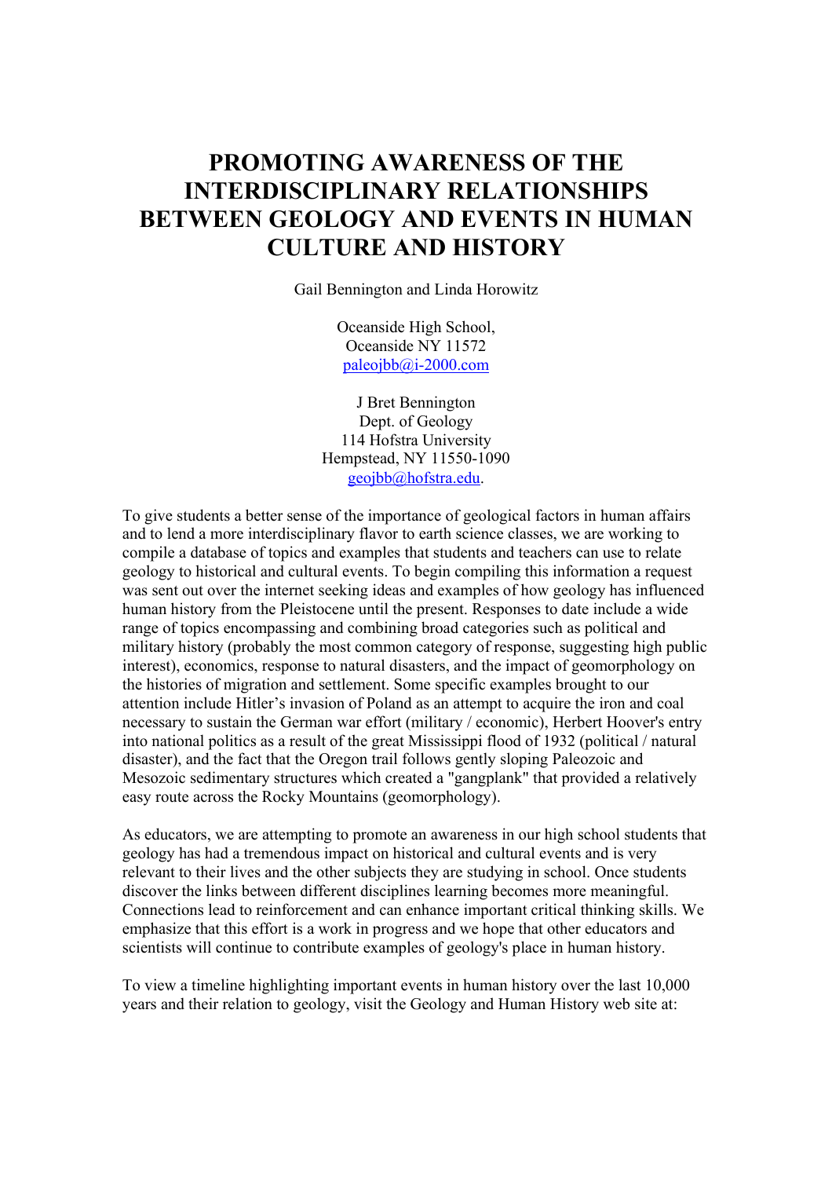# PROMOTING AWARENESS OF THE INTERDISCIPLINARY RELATIONSHIPS BETWEEN GEOLOGY AND EVENTS IN HUMAN CULTURE AND HISTORY

Gail Bennington and Linda Horowitz

Oceanside High School,
Oceanside NY 11572
paleojbb@i-2000.com

J Bret Bennington
Dept. of Geology
114 Hofstra University
Hempstead, NY 11550-1090
geojbb@hofstra.edu.

To give students a better sense of the importance of geological factors in human affairs and to lend a more interdisciplinary flavor to earth science classes, we are working to compile a database of topics and examples that students and teachers can use to relate geology to historical and cultural events. To begin compiling this information a request was sent out over the internet seeking ideas and examples of how geology has influenced human history from the Pleistocene until the present. Responses to date include a wide range of topics encompassing and combining broad categories such as political and military history (probably the most common category of response, suggesting high public interest), economics, response to natural disasters, and the impact of geomorphology on the histories of migration and settlement. Some specific examples brought to our attention include Hitler's invasion of Poland as an attempt to acquire the iron and coal necessary to sustain the German war effort (military / economic), Herbert Hoover's entry into national politics as a result of the great Mississippi flood of 1932 (political / natural disaster), and the fact that the Oregon trail follows gently sloping Paleozoic and Mesozoic sedimentary structures which created a "gangplank" that provided a relatively easy route across the Rocky Mountains (geomorphology).

As educators, we are attempting to promote an awareness in our high school students that geology has had a tremendous impact on historical and cultural events and is very relevant to their lives and the other subjects they are studying in school. Once students discover the links between different disciplines learning becomes more meaningful. Connections lead to reinforcement and can enhance important critical thinking skills. We emphasize that this effort is a work in progress and we hope that other educators and scientists will continue to contribute examples of geology's place in human history.

To view a timeline highlighting important events in human history over the last 10,000 years and their relation to geology, visit the Geology and Human History web site at: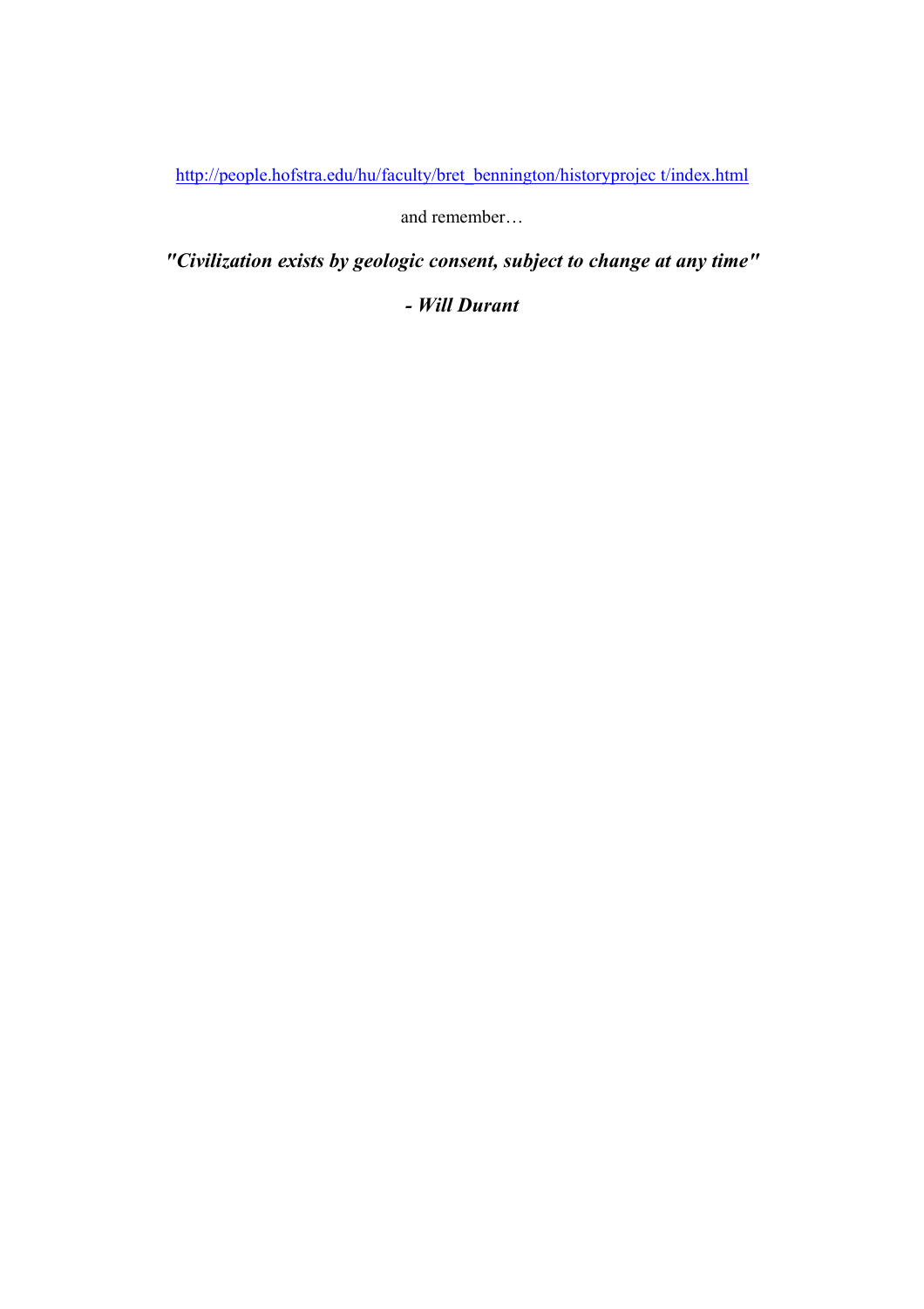[http://people.hofstra.edu/hu/faculty/bret_bennington/historyprojec t/index.html](http://people.hofstra.edu/hu/faculty/bret_bennington/historyproject/index.html)

and remember…

***"Civilization exists by geologic consent, subject to change at any time"***

***- Will Durant***